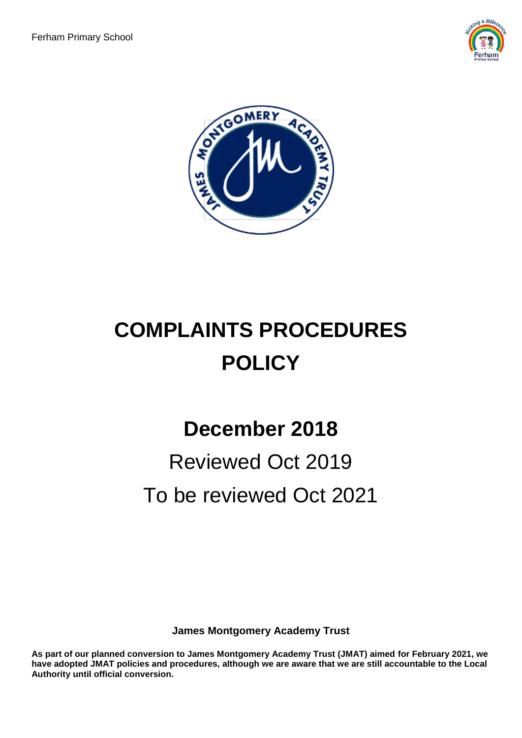Ferham Primary School

# COMPLAINTS PROCEDURES POLICY

## December 2018

Reviewed Oct 2019

To be reviewed Oct 2021

**James Montgomery Academy Trust**

**As part of our planned conversion to James Montgomery Academy Trust (JMAT) aimed for February 2021, we have adopted JMAT policies and procedures, although we are aware that we are still accountable to the Local Authority until official conversion.**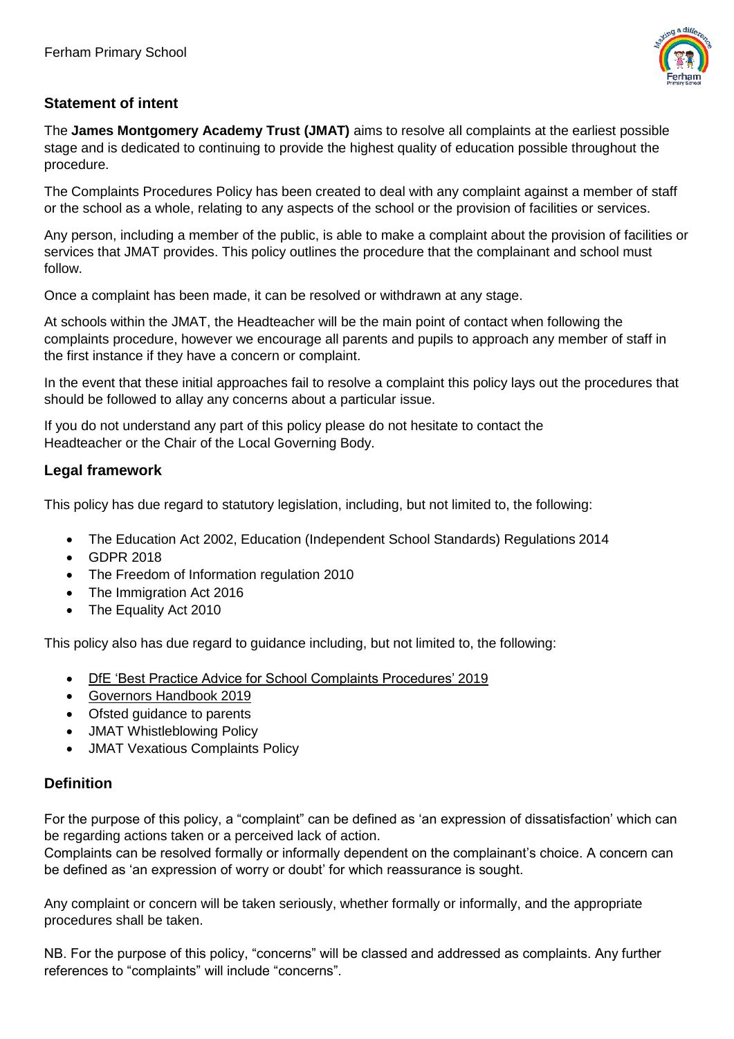## Statement of intent

The **James Montgomery Academy Trust (JMAT)** aims to resolve all complaints at the earliest possible stage and is dedicated to continuing to provide the highest quality of education possible throughout the procedure.

The Complaints Procedures Policy has been created to deal with any complaint against a member of staff or the school as a whole, relating to any aspects of the school or the provision of facilities or services.

Any person, including a member of the public, is able to make a complaint about the provision of facilities or services that JMAT provides. This policy outlines the procedure that the complainant and school must follow.

Once a complaint has been made, it can be resolved or withdrawn at any stage.

At schools within the JMAT, the Headteacher will be the main point of contact when following the complaints procedure, however we encourage all parents and pupils to approach any member of staff in the first instance if they have a concern or complaint.

In the event that these initial approaches fail to resolve a complaint this policy lays out the procedures that should be followed to allay any concerns about a particular issue.

If you do not understand any part of this policy please do not hesitate to contact the Headteacher or the Chair of the Local Governing Body.

## Legal framework

This policy has due regard to statutory legislation, including, but not limited to, the following:

- The Education Act 2002, Education (Independent School Standards) Regulations 2014
- GDPR 2018
- The Freedom of Information regulation 2010
- The Immigration Act 2016
- The Equality Act 2010

This policy also has due regard to guidance including, but not limited to, the following:

- DfE 'Best Practice Advice for School Complaints Procedures' 2019
- Governors Handbook 2019
- Ofsted guidance to parents
- JMAT Whistleblowing Policy
- JMAT Vexatious Complaints Policy

## Definition

For the purpose of this policy, a "complaint" can be defined as 'an expression of dissatisfaction' which can be regarding actions taken or a perceived lack of action.
Complaints can be resolved formally or informally dependent on the complainant's choice. A concern can be defined as 'an expression of worry or doubt' for which reassurance is sought.

Any complaint or concern will be taken seriously, whether formally or informally, and the appropriate procedures shall be taken.

NB. For the purpose of this policy, "concerns" will be classed and addressed as complaints. Any further references to "complaints" will include "concerns".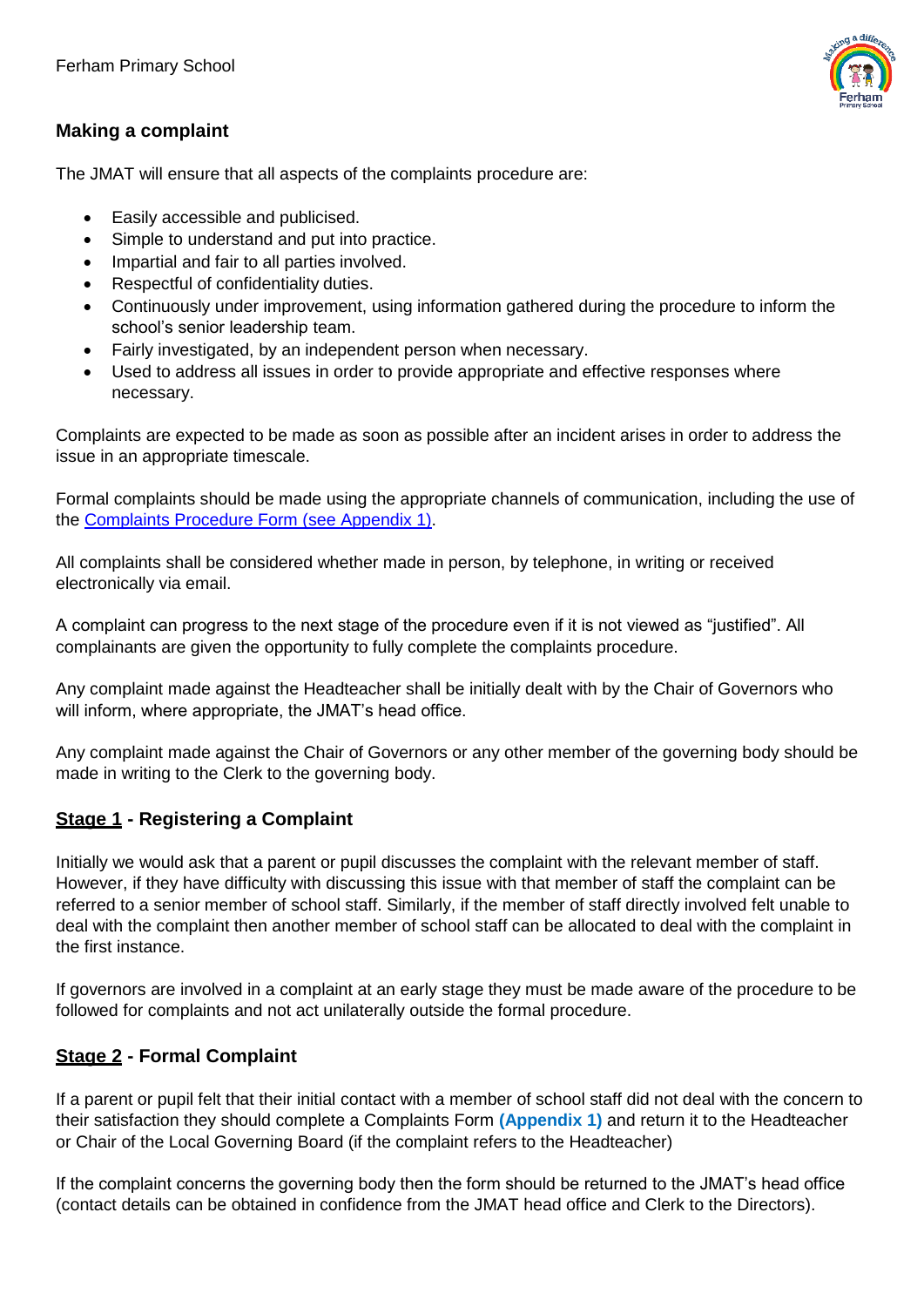## Making a complaint

The JMAT will ensure that all aspects of the complaints procedure are:

- Easily accessible and publicised.
- Simple to understand and put into practice.
- Impartial and fair to all parties involved.
- Respectful of confidentiality duties.
- Continuously under improvement, using information gathered during the procedure to inform the school's senior leadership team.
- Fairly investigated, by an independent person when necessary.
- Used to address all issues in order to provide appropriate and effective responses where necessary.

Complaints are expected to be made as soon as possible after an incident arises in order to address the issue in an appropriate timescale.

Formal complaints should be made using the appropriate channels of communication, including the use of the Complaints Procedure Form (see Appendix 1).

All complaints shall be considered whether made in person, by telephone, in writing or received electronically via email.

A complaint can progress to the next stage of the procedure even if it is not viewed as "justified". All complainants are given the opportunity to fully complete the complaints procedure.

Any complaint made against the Headteacher shall be initially dealt with by the Chair of Governors who will inform, where appropriate, the JMAT's head office.

Any complaint made against the Chair of Governors or any other member of the governing body should be made in writing to the Clerk to the governing body.

## Stage 1 - Registering a Complaint

Initially we would ask that a parent or pupil discusses the complaint with the relevant member of staff. However, if they have difficulty with discussing this issue with that member of staff the complaint can be referred to a senior member of school staff. Similarly, if the member of staff directly involved felt unable to deal with the complaint then another member of school staff can be allocated to deal with the complaint in the first instance.

If governors are involved in a complaint at an early stage they must be made aware of the procedure to be followed for complaints and not act unilaterally outside the formal procedure.

## Stage 2 - Formal Complaint

If a parent or pupil felt that their initial contact with a member of school staff did not deal with the concern to their satisfaction they should complete a Complaints Form **(Appendix 1)** and return it to the Headteacher or Chair of the Local Governing Board (if the complaint refers to the Headteacher)

If the complaint concerns the governing body then the form should be returned to the JMAT's head office (contact details can be obtained in confidence from the JMAT head office and Clerk to the Directors).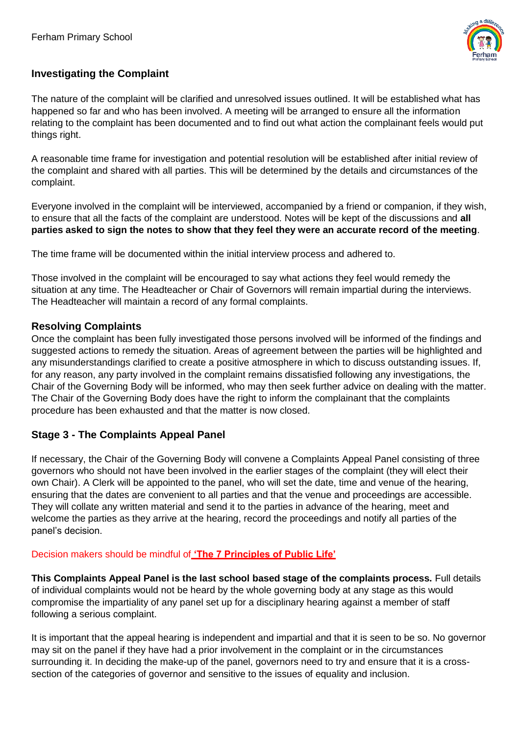## Investigating the Complaint

The nature of the complaint will be clarified and unresolved issues outlined. It will be established what has happened so far and who has been involved. A meeting will be arranged to ensure all the information relating to the complaint has been documented and to find out what action the complainant feels would put things right.

A reasonable time frame for investigation and potential resolution will be established after initial review of the complaint and shared with all parties. This will be determined by the details and circumstances of the complaint.

Everyone involved in the complaint will be interviewed, accompanied by a friend or companion, if they wish, to ensure that all the facts of the complaint are understood. Notes will be kept of the discussions and **all parties asked to sign the notes to show that they feel they were an accurate record of the meeting**.

The time frame will be documented within the initial interview process and adhered to.

Those involved in the complaint will be encouraged to say what actions they feel would remedy the situation at any time. The Headteacher or Chair of Governors will remain impartial during the interviews. The Headteacher will maintain a record of any formal complaints.

## Resolving Complaints

Once the complaint has been fully investigated those persons involved will be informed of the findings and suggested actions to remedy the situation. Areas of agreement between the parties will be highlighted and any misunderstandings clarified to create a positive atmosphere in which to discuss outstanding issues. If, for any reason, any party involved in the complaint remains dissatisfied following any investigations, the Chair of the Governing Body will be informed, who may then seek further advice on dealing with the matter. The Chair of the Governing Body does have the right to inform the complainant that the complaints procedure has been exhausted and that the matter is now closed.

## Stage 3 - The Complaints Appeal Panel

If necessary, the Chair of the Governing Body will convene a Complaints Appeal Panel consisting of three governors who should not have been involved in the earlier stages of the complaint (they will elect their own Chair). A Clerk will be appointed to the panel, who will set the date, time and venue of the hearing, ensuring that the dates are convenient to all parties and that the venue and proceedings are accessible. They will collate any written material and send it to the parties in advance of the hearing, meet and welcome the parties as they arrive at the hearing, record the proceedings and notify all parties of the panel's decision.

Decision makers should be mindful of **'The 7 Principles of Public Life'**

**This Complaints Appeal Panel is the last school based stage of the complaints process.** Full details of individual complaints would not be heard by the whole governing body at any stage as this would compromise the impartiality of any panel set up for a disciplinary hearing against a member of staff following a serious complaint.

It is important that the appeal hearing is independent and impartial and that it is seen to be so. No governor may sit on the panel if they have had a prior involvement in the complaint or in the circumstances surrounding it. In deciding the make-up of the panel, governors need to try and ensure that it is a cross-section of the categories of governor and sensitive to the issues of equality and inclusion.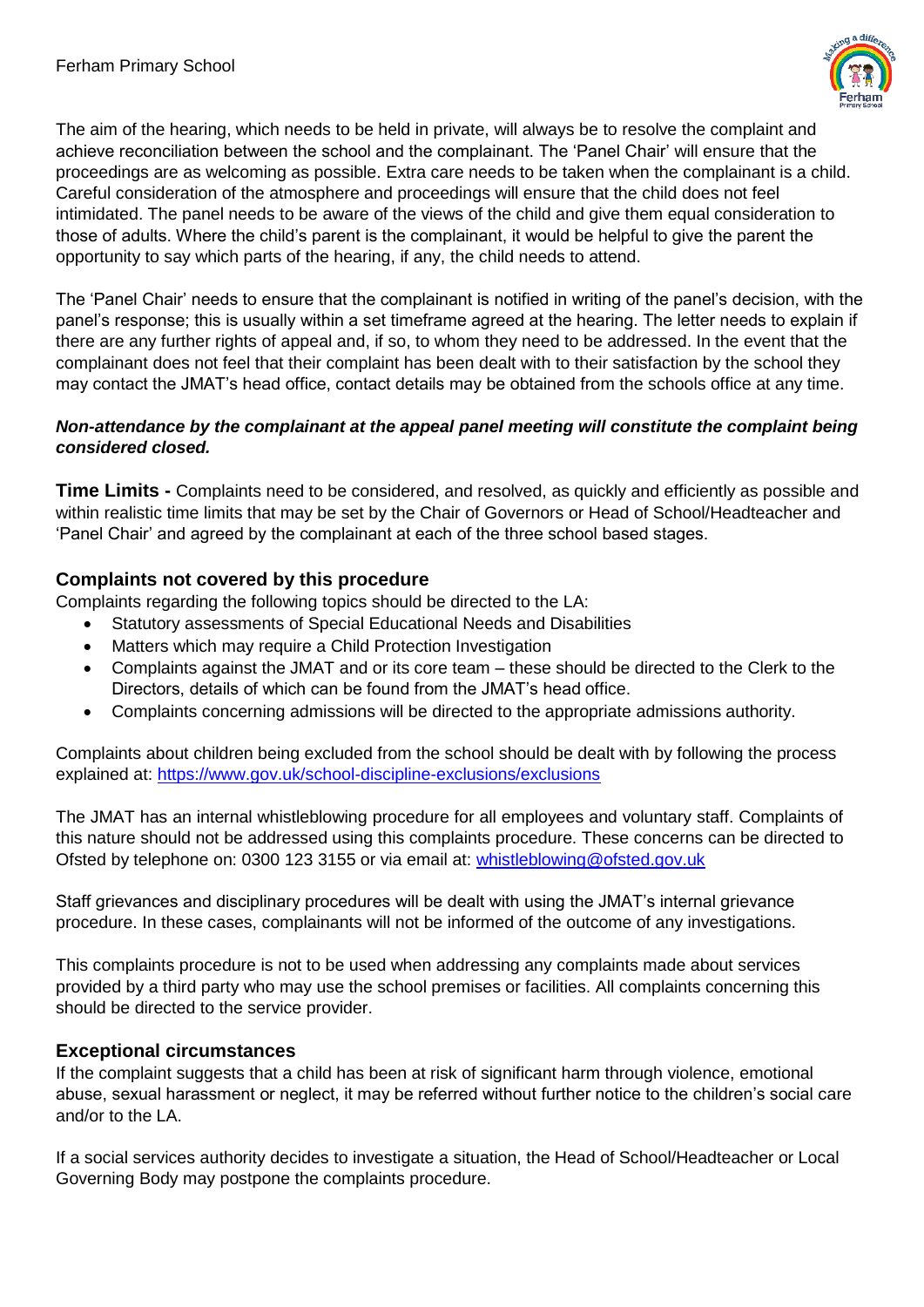The aim of the hearing, which needs to be held in private, will always be to resolve the complaint and achieve reconciliation between the school and the complainant. The 'Panel Chair' will ensure that the proceedings are as welcoming as possible. Extra care needs to be taken when the complainant is a child. Careful consideration of the atmosphere and proceedings will ensure that the child does not feel intimidated. The panel needs to be aware of the views of the child and give them equal consideration to those of adults. Where the child's parent is the complainant, it would be helpful to give the parent the opportunity to say which parts of the hearing, if any, the child needs to attend.

The 'Panel Chair' needs to ensure that the complainant is notified in writing of the panel's decision, with the panel's response; this is usually within a set timeframe agreed at the hearing. The letter needs to explain if there are any further rights of appeal and, if so, to whom they need to be addressed. In the event that the complainant does not feel that their complaint has been dealt with to their satisfaction by the school they may contact the JMAT's head office, contact details may be obtained from the schools office at any time.

***Non-attendance by the complainant at the appeal panel meeting will constitute the complaint being considered closed.***

**Time Limits -** Complaints need to be considered, and resolved, as quickly and efficiently as possible and within realistic time limits that may be set by the Chair of Governors or Head of School/Headteacher and 'Panel Chair' and agreed by the complainant at each of the three school based stages.

## Complaints not covered by this procedure

Complaints regarding the following topics should be directed to the LA:

- Statutory assessments of Special Educational Needs and Disabilities
- Matters which may require a Child Protection Investigation
- Complaints against the JMAT and or its core team – these should be directed to the Clerk to the Directors, details of which can be found from the JMAT's head office.
- Complaints concerning admissions will be directed to the appropriate admissions authority.

Complaints about children being excluded from the school should be dealt with by following the process explained at: https://www.gov.uk/school-discipline-exclusions/exclusions

The JMAT has an internal whistleblowing procedure for all employees and voluntary staff. Complaints of this nature should not be addressed using this complaints procedure. These concerns can be directed to Ofsted by telephone on: 0300 123 3155 or via email at: whistleblowing@ofsted.gov.uk

Staff grievances and disciplinary procedures will be dealt with using the JMAT's internal grievance procedure. In these cases, complainants will not be informed of the outcome of any investigations.

This complaints procedure is not to be used when addressing any complaints made about services provided by a third party who may use the school premises or facilities. All complaints concerning this should be directed to the service provider.

## Exceptional circumstances

If the complaint suggests that a child has been at risk of significant harm through violence, emotional abuse, sexual harassment or neglect, it may be referred without further notice to the children's social care and/or to the LA.

If a social services authority decides to investigate a situation, the Head of School/Headteacher or Local Governing Body may postpone the complaints procedure.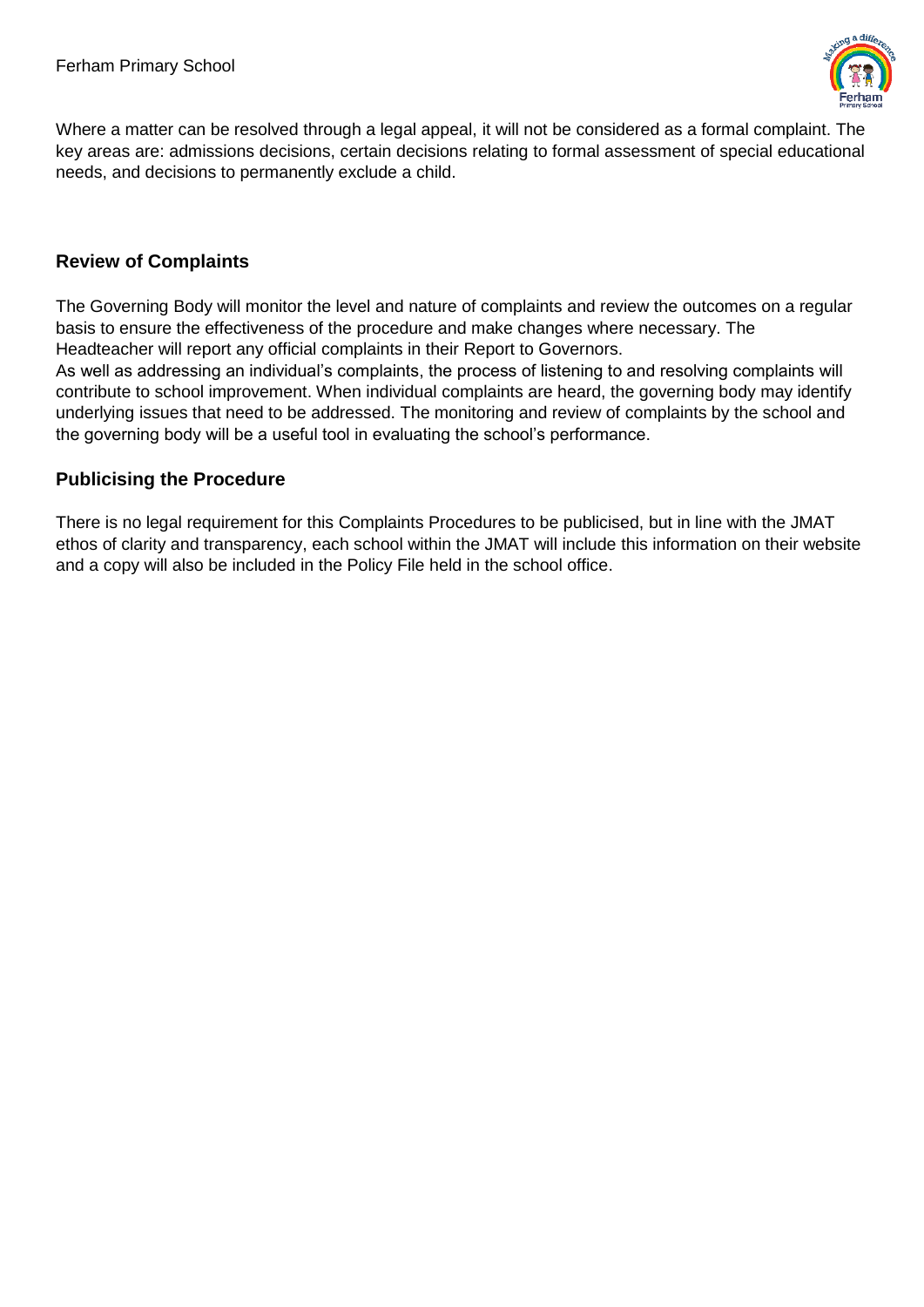Where a matter can be resolved through a legal appeal, it will not be considered as a formal complaint. The key areas are: admissions decisions, certain decisions relating to formal assessment of special educational needs, and decisions to permanently exclude a child.

## Review of Complaints

The Governing Body will monitor the level and nature of complaints and review the outcomes on a regular basis to ensure the effectiveness of the procedure and make changes where necessary. The Headteacher will report any official complaints in their Report to Governors.

As well as addressing an individual's complaints, the process of listening to and resolving complaints will contribute to school improvement. When individual complaints are heard, the governing body may identify underlying issues that need to be addressed. The monitoring and review of complaints by the school and the governing body will be a useful tool in evaluating the school's performance.

## Publicising the Procedure

There is no legal requirement for this Complaints Procedures to be publicised, but in line with the JMAT ethos of clarity and transparency, each school within the JMAT will include this information on their website and a copy will also be included in the Policy File held in the school office.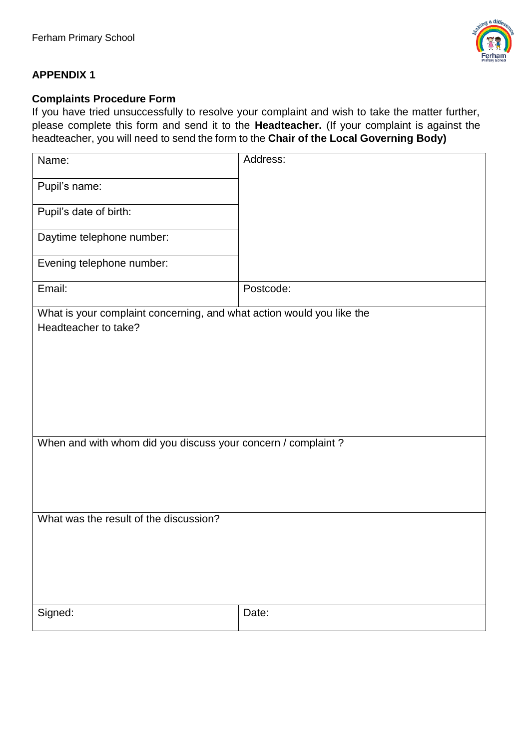## APPENDIX 1

### Complaints Procedure Form

If you have tried unsuccessfully to resolve your complaint and wish to take the matter further, please complete this form and send it to the **Headteacher.** (If your complaint is against the headteacher, you will need to send the form to the **Chair of the Local Governing Body)**

| | |
|---|---|
| Name: | Address: |
| Pupil's name: | |
| Pupil's date of birth: | |
| Daytime telephone number: | |
| Evening telephone number: | |
| Email: | Postcode: |
| What is your complaint concerning, and what action would you like the Headteacher to take? | |
| When and with whom did you discuss your concern / complaint ? | |
| What was the result of the discussion? | |
| Signed: | Date: |